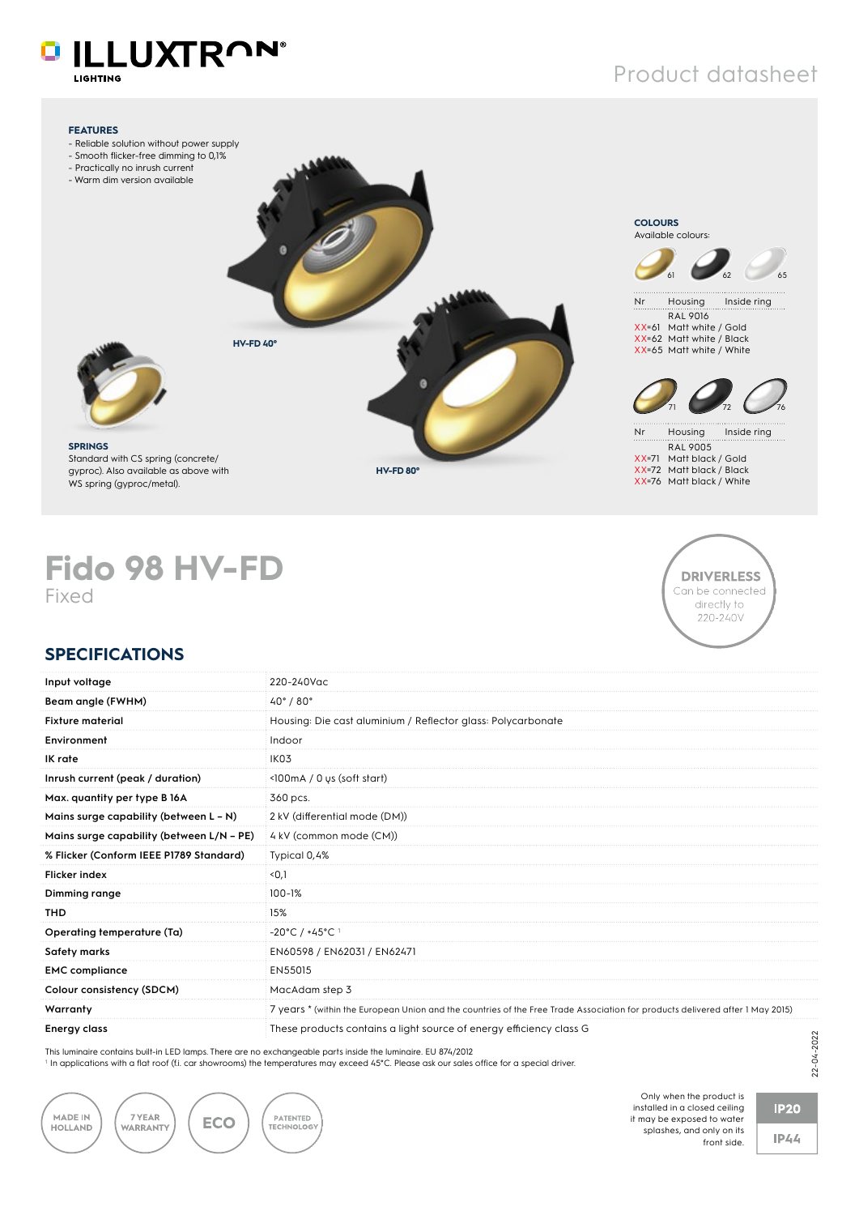ILLUXTRON LIGHTING

Product datasheet

**FEATURES**
- Reliable solution without power supply
- Smooth flicker-free dimming to 0,1%
- Practically no inrush current
- Warm dim version available

HV-FD 40°

HV-FD 80°

**COLOURS**
Available colours:

61 62 65

| Nr | Housing | Inside ring |
|---|---|---|
| | RAL 9016 | |
| XX=61 | Matt white / Gold | |
| XX=62 | Matt white / Black | |
| XX=65 | Matt white / White | |

71 72 76

| Nr | Housing | Inside ring |
|---|---|---|
| | RAL 9005 | |
| XX=71 | Matt black / Gold | |
| XX=72 | Matt black / Black | |
| XX=76 | Matt black / White | |

**SPRINGS**
Standard with CS spring (concrete/gyproc). Also available as above with WS spring (gyproc/metal).

# Fido 98 HV-FD

Fixed

**DRIVERLESS**
Can be connected directly to 220-240V

## SPECIFICATIONS

| | |
|---|---|
| **Input voltage** | 220-240Vac |
| **Beam angle (FWHM)** | 40° / 80° |
| **Fixture material** | Housing: Die cast aluminium / Reflector glass: Polycarbonate |
| **Environment** | Indoor |
| **IK rate** | IK03 |
| **Inrush current (peak / duration)** | <100mA / 0 μs (soft start) |
| **Max. quantity per type B 16A** | 360 pcs. |
| **Mains surge capability (between L – N)** | 2 kV (differential mode (DM)) |
| **Mains surge capability (between L/N – PE)** | 4 kV (common mode (CM)) |
| **% Flicker (Conform IEEE P1789 Standard)** | Typical 0,4% |
| **Flicker index** | <0,1 |
| **Dimming range** | 100-1% |
| **THD** | 15% |
| **Operating temperature (Ta)** | -20°C / +45°C [1] |
| **Safety marks** | EN60598 / EN62031 / EN62471 |
| **EMC compliance** | EN55015 |
| **Colour consistency (SDCM)** | MacAdam step 3 |
| **Warranty** | 7 years * (within the European Union and the countries of the Free Trade Association for products delivered after 1 May 2015) |
| **Energy class** | These products contains a light source of energy efficiency class G |

This luminaire contains built-in LED lamps. There are no exchangeable parts inside the luminaire. EU 874/2012
[1] In applications with a flat roof (f.i. car showrooms) the temperatures may exceed 45°C. Please ask our sales office for a special driver.

22-04-2022

MADE IN HOLLAND · 7 YEAR WARRANTY · ECO · PATENTED TECHNOLOGY

IP20

IP44 — Only when the product is installed in a closed ceiling it may be exposed to water splashes, and only on its front side.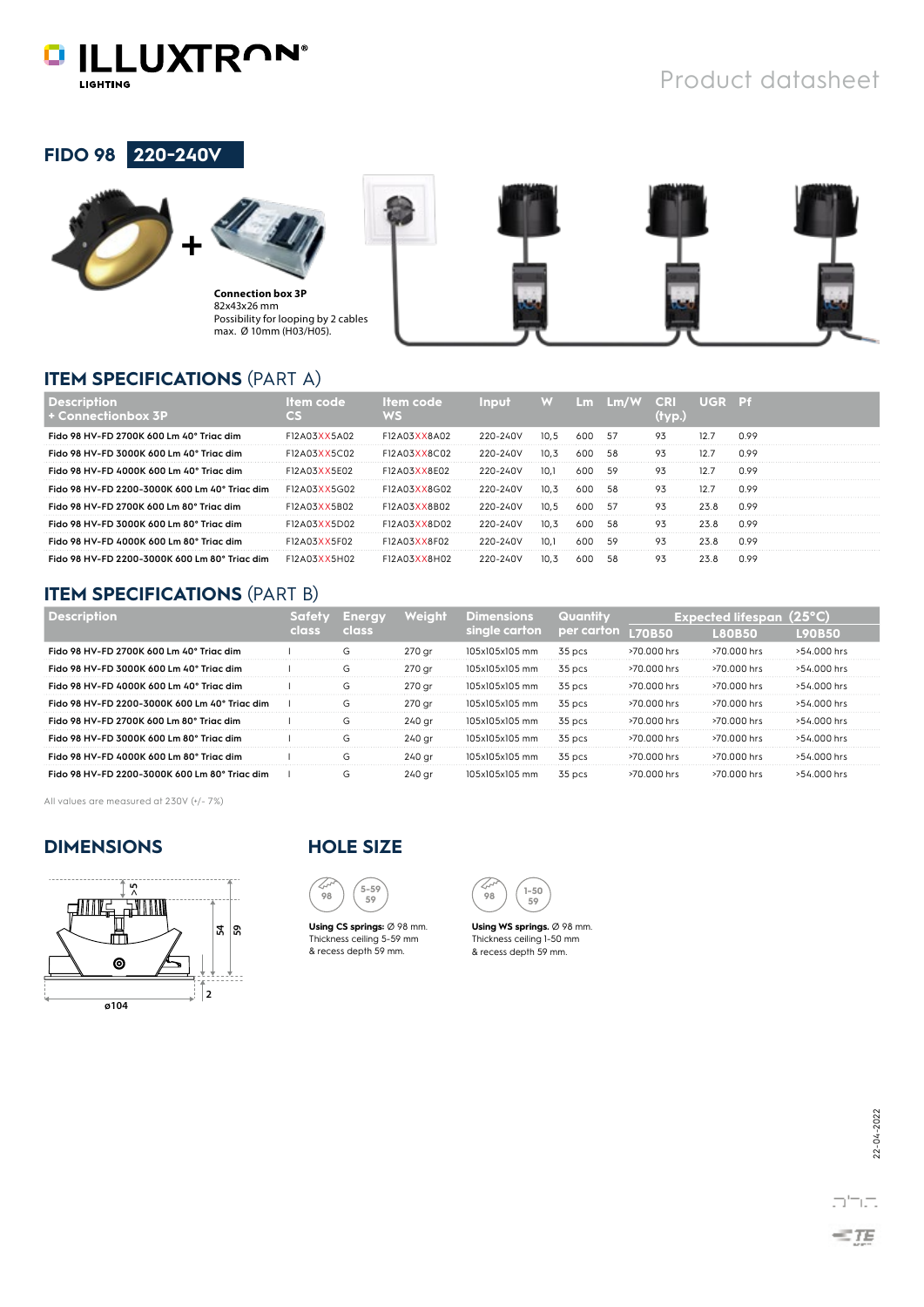# FIDO 98 220-240V

**Connection box 3P**
82x43x26 mm
Possibility for looping by 2 cables max. Ø 10mm (H03/H05).

## ITEM SPECIFICATIONS (PART A)

| Description + Connectionbox 3P | Item code CS | Item code WS | Input | W | Lm | Lm/W | CRI (typ.) | UGR | Pf |
|---|---|---|---|---|---|---|---|---|---|
| Fido 98 HV-FD 2700K 600 Lm 40° Triac dim | F12A03XX5A02 | F12A03XX8A02 | 220-240V | 10,5 | 600 | 57 | 93 | 12.7 | 0.99 |
| Fido 98 HV-FD 3000K 600 Lm 40° Triac dim | F12A03XX5C02 | F12A03XX8C02 | 220-240V | 10,3 | 600 | 58 | 93 | 12.7 | 0.99 |
| Fido 98 HV-FD 4000K 600 Lm 40° Triac dim | F12A03XX5E02 | F12A03XX8E02 | 220-240V | 10,1 | 600 | 59 | 93 | 12.7 | 0.99 |
| Fido 98 HV-FD 2200-3000K 600 Lm 40° Triac dim | F12A03XX5G02 | F12A03XX8G02 | 220-240V | 10,3 | 600 | 58 | 93 | 12.7 | 0.99 |
| Fido 98 HV-FD 2700K 600 Lm 80° Triac dim | F12A03XX5B02 | F12A03XX8B02 | 220-240V | 10,5 | 600 | 57 | 93 | 23.8 | 0.99 |
| Fido 98 HV-FD 3000K 600 Lm 80° Triac dim | F12A03XX5D02 | F12A03XX8D02 | 220-240V | 10,3 | 600 | 58 | 93 | 23.8 | 0.99 |
| Fido 98 HV-FD 4000K 600 Lm 80° Triac dim | F12A03XX5F02 | F12A03XX8F02 | 220-240V | 10,1 | 600 | 59 | 93 | 23.8 | 0.99 |
| Fido 98 HV-FD 2200-3000K 600 Lm 80° Triac dim | F12A03XX5H02 | F12A03XX8H02 | 220-240V | 10,3 | 600 | 58 | 93 | 23.8 | 0.99 |

## ITEM SPECIFICATIONS (PART B)

| Description | Safety class | Energy class | Weight | Dimensions single carton | Quantity per carton | Expected lifespan (25°C) | | |
|---|---|---|---|---|---|---|---|---|
| | | | | | | L70B50 | L80B50 | L90B50 |
| Fido 98 HV-FD 2700K 600 Lm 40° Triac dim | I | G | 270 gr | 105x105x105 mm | 35 pcs | >70.000 hrs | >70.000 hrs | >54.000 hrs |
| Fido 98 HV-FD 3000K 600 Lm 40° Triac dim | I | G | 270 gr | 105x105x105 mm | 35 pcs | >70.000 hrs | >70.000 hrs | >54.000 hrs |
| Fido 98 HV-FD 4000K 600 Lm 40° Triac dim | I | G | 270 gr | 105x105x105 mm | 35 pcs | >70.000 hrs | >70.000 hrs | >54.000 hrs |
| Fido 98 HV-FD 2200-3000K 600 Lm 40° Triac dim | I | G | 270 gr | 105x105x105 mm | 35 pcs | >70.000 hrs | >70.000 hrs | >54.000 hrs |
| Fido 98 HV-FD 2700K 600 Lm 80° Triac dim | I | G | 240 gr | 105x105x105 mm | 35 pcs | >70.000 hrs | >70.000 hrs | >54.000 hrs |
| Fido 98 HV-FD 3000K 600 Lm 80° Triac dim | I | G | 240 gr | 105x105x105 mm | 35 pcs | >70.000 hrs | >70.000 hrs | >54.000 hrs |
| Fido 98 HV-FD 4000K 600 Lm 80° Triac dim | I | G | 240 gr | 105x105x105 mm | 35 pcs | >70.000 hrs | >70.000 hrs | >54.000 hrs |
| Fido 98 HV-FD 2200-3000K 600 Lm 80° Triac dim | I | G | 240 gr | 105x105x105 mm | 35 pcs | >70.000 hrs | >70.000 hrs | >54.000 hrs |

All values are measured at 230V (+/- 7%)

## DIMENSIONS

>5, 54, 59, 2, ø104

## HOLE SIZE

98 | 5-59 / 59

**Using CS springs:** Ø 98 mm.
Thickness ceiling 5-59 mm
& recess depth 59 mm.

98 | 1-50 / 59

**Using WS springs.** Ø 98 mm.
Thickness ceiling 1-50 mm
& recess depth 59 mm.

22-04-2022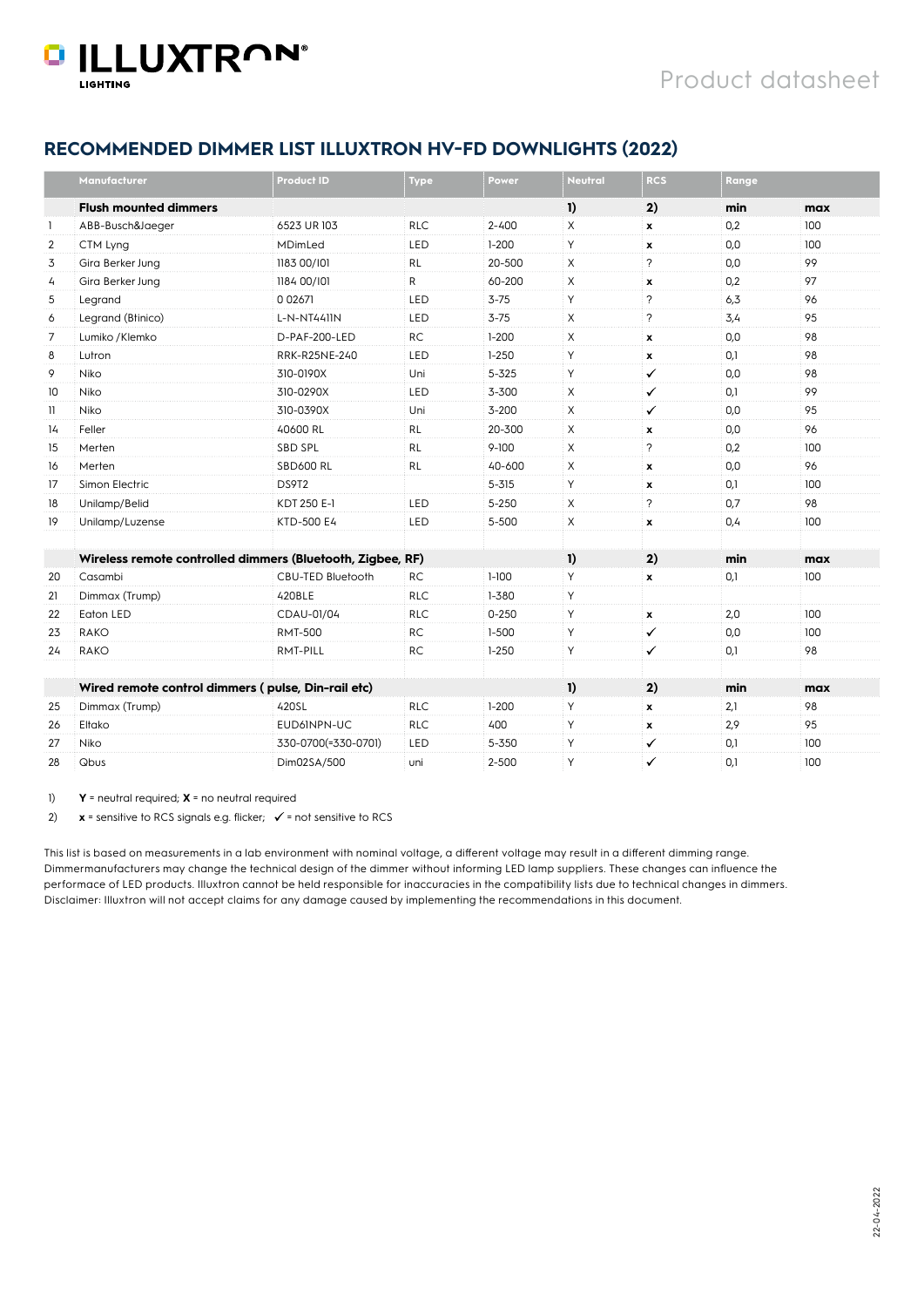ILLUXTRON LIGHTING

Product datasheet

## RECOMMENDED DIMMER LIST ILLUXTRON HV-FD DOWNLIGHTS (2022)

| | Manufacturer | Product ID | Type | Power | Neutral | RCS | Range | |
|---|---|---|---|---|---|---|---|---|
| | **Flush mounted dimmers** | | | | **1)** | **2)** | **min** | **max** |
| 1 | ABB-Busch&Jaeger | 6523 UR 103 | RLC | 2-400 | X | x | 0,2 | 100 |
| 2 | CTM Lyng | MDimLed | LED | 1-200 | Y | x | 0,0 | 100 |
| 3 | Gira Berker Jung | 1183 00/101 | RL | 20-500 | X | ? | 0,0 | 99 |
| 4 | Gira Berker Jung | 1184 00/101 | R | 60-200 | X | x | 0,2 | 97 |
| 5 | Legrand | 0 02671 | LED | 3-75 | Y | ? | 6,3 | 96 |
| 6 | Legrand (Btinico) | L-N-NT4411N | LED | 3-75 | X | ? | 3,4 | 95 |
| 7 | Lumiko /Klemko | D-PAF-200-LED | RC | 1-200 | X | x | 0,0 | 98 |
| 8 | Lutron | RRK-R25NE-240 | LED | 1-250 | Y | x | 0,1 | 98 |
| 9 | Niko | 310-0190X | Uni | 5-325 | Y | ✓ | 0,0 | 98 |
| 10 | Niko | 310-0290X | LED | 3-300 | X | ✓ | 0,1 | 99 |
| 11 | Niko | 310-0390X | Uni | 3-200 | X | ✓ | 0,0 | 95 |
| 14 | Feller | 40600 RL | RL | 20-300 | X | x | 0,0 | 96 |
| 15 | Merten | SBD SPL | RL | 9-100 | X | ? | 0,2 | 100 |
| 16 | Merten | SBD600 RL | RL | 40-600 | X | x | 0,0 | 96 |
| 17 | Simon Electric | DS9T2 | | 5-315 | Y | x | 0,1 | 100 |
| 18 | Unilamp/Belid | KDT 250 E-1 | LED | 5-250 | X | ? | 0,7 | 98 |
| 19 | Unilamp/Luzense | KTD-500 E4 | LED | 5-500 | X | x | 0,4 | 100 |
| | | | | | | | | |
| | **Wireless remote controlled dimmers (Bluetooth, Zigbee, RF)** | | | | **1)** | **2)** | **min** | **max** |
| 20 | Casambi | CBU-TED Bluetooth | RC | 1-100 | Y | x | 0,1 | 100 |
| 21 | Dimmax (Trump) | 420BLE | RLC | 1-380 | Y | | | |
| 22 | Eaton LED | CDAU-01/04 | RLC | 0-250 | Y | x | 2,0 | 100 |
| 23 | RAKO | RMT-500 | RC | 1-500 | Y | ✓ | 0,0 | 100 |
| 24 | RAKO | RMT-PILL | RC | 1-250 | Y | ✓ | 0,1 | 98 |
| | | | | | | | | |
| | **Wired remote control dimmers ( pulse, Din-rail etc)** | | | | **1)** | **2)** | **min** | **max** |
| 25 | Dimmax (Trump) | 420SL | RLC | 1-200 | Y | x | 2,1 | 98 |
| 26 | Eltako | EUD61NPN-UC | RLC | 400 | Y | x | 2,9 | 95 |
| 27 | Niko | 330-0700(=330-0701) | LED | 5-350 | Y | ✓ | 0,1 | 100 |
| 28 | Qbus | Dim02SA/500 | uni | 2-500 | Y | ✓ | 0,1 | 100 |

1) **Y** = neutral required; **X** = no neutral required

2) **x** = sensitive to RCS signals e.g. flicker; ✓ = not sensitive to RCS

This list is based on measurements in a lab environment with nominal voltage, a different voltage may result in a different dimming range. Dimmermanufacturers may change the technical design of the dimmer without informing LED lamp suppliers. These changes can influence the performance of LED products. Illuxtron cannot be held responsible for inaccuracies in the compatibility lists due to technical changes in dimmers. Disclaimer: Illuxtron will not accept claims for any damage caused by implementing the recommendations in this document.

22-04-2022